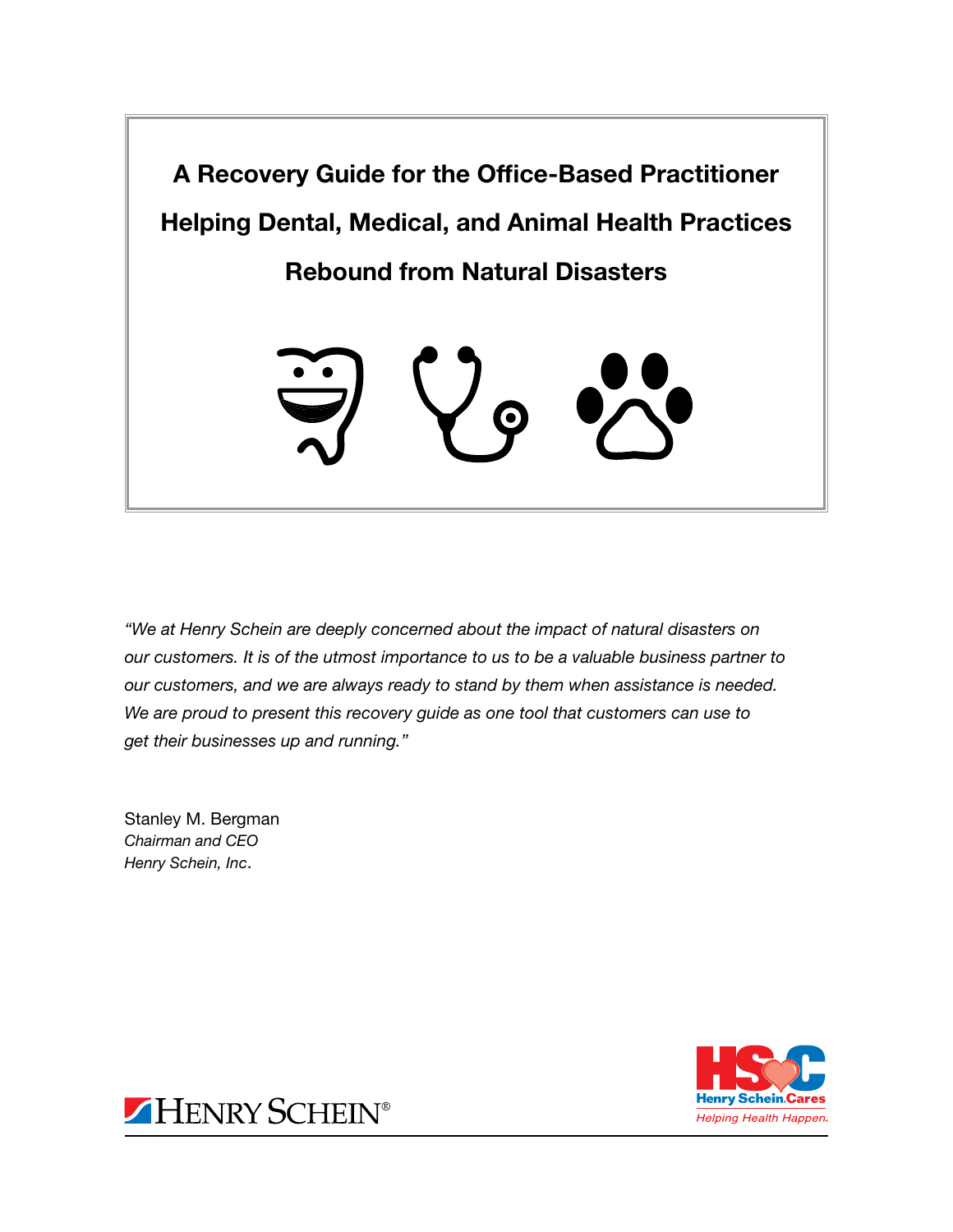# A Recovery Guide for the Office-Based Practitioner

## Helping Dental, Medical, and Animal Health Practices

## Rebound from Natural Disasters

*"We at Henry Schein are deeply concerned about the impact of natural disasters on our customers. It is of the utmost importance to us to be a valuable business partner to our customers, and we are always ready to stand by them when assistance is needed. We are proud to present this recovery guide as one tool that customers can use to get their businesses up and running."*

Stanley M. Bergman
*Chairman and CEO*
*Henry Schein, Inc*.

HENRY SCHEIN®

HSC
Henry Schein Cares
*Helping Health Happen.*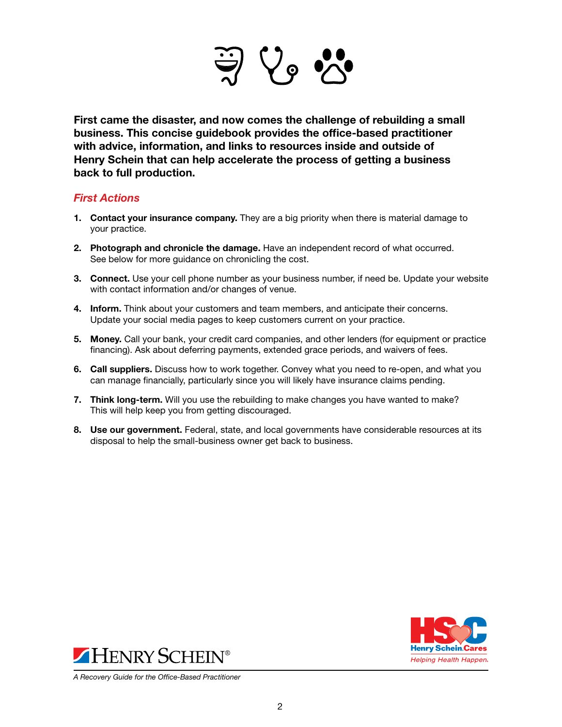**First came the disaster, and now comes the challenge of rebuilding a small business. This concise guidebook provides the office-based practitioner with advice, information, and links to resources inside and outside of Henry Schein that can help accelerate the process of getting a business back to full production.**

## *First Actions*

1. **Contact your insurance company.** They are a big priority when there is material damage to your practice.
2. **Photograph and chronicle the damage.** Have an independent record of what occurred. See below for more guidance on chronicling the cost.
3. **Connect.** Use your cell phone number as your business number, if need be. Update your website with contact information and/or changes of venue.
4. **Inform.** Think about your customers and team members, and anticipate their concerns. Update your social media pages to keep customers current on your practice.
5. **Money.** Call your bank, your credit card companies, and other lenders (for equipment or practice financing). Ask about deferring payments, extended grace periods, and waivers of fees.
6. **Call suppliers.** Discuss how to work together. Convey what you need to re-open, and what you can manage financially, particularly since you will likely have insurance claims pending.
7. **Think long-term.** Will you use the rebuilding to make changes you have wanted to make? This will help keep you from getting discouraged.
8. **Use our government.** Federal, state, and local governments have considerable resources at its disposal to help the small-business owner get back to business.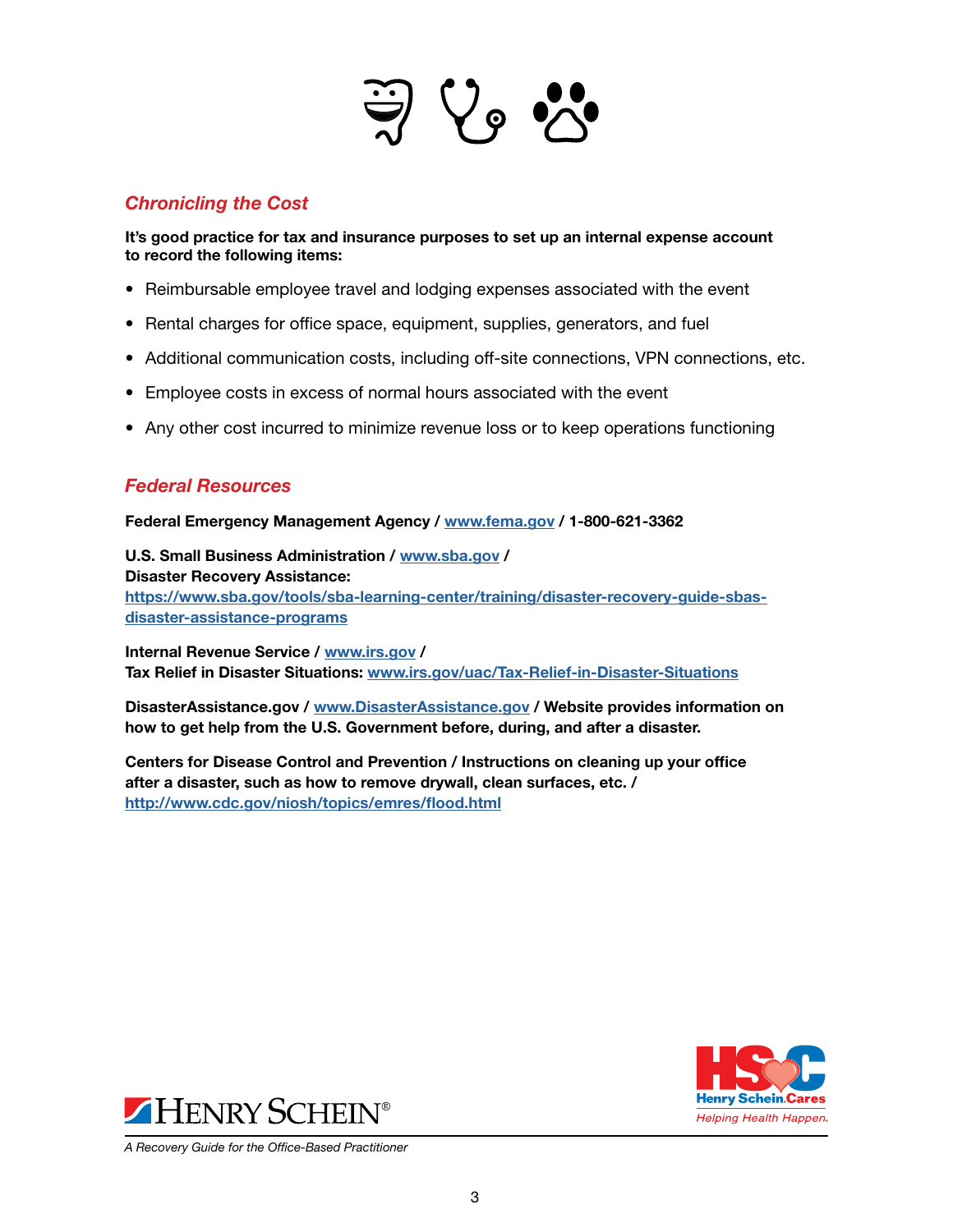## *Chronicling the Cost*

**It's good practice for tax and insurance purposes to set up an internal expense account to record the following items:**

- Reimbursable employee travel and lodging expenses associated with the event
- Rental charges for office space, equipment, supplies, generators, and fuel
- Additional communication costs, including off-site connections, VPN connections, etc.
- Employee costs in excess of normal hours associated with the event
- Any other cost incurred to minimize revenue loss or to keep operations functioning

## *Federal Resources*

**Federal Emergency Management Agency / www.fema.gov / 1-800-621-3362**

**U.S. Small Business Administration / www.sba.gov /**
**Disaster Recovery Assistance:**
**https://www.sba.gov/tools/sba-learning-center/training/disaster-recovery-guide-sbas-disaster-assistance-programs**

**Internal Revenue Service / www.irs.gov /**
**Tax Relief in Disaster Situations: www.irs.gov/uac/Tax-Relief-in-Disaster-Situations**

**DisasterAssistance.gov / www.DisasterAssistance.gov / Website provides information on how to get help from the U.S. Government before, during, and after a disaster.**

**Centers for Disease Control and Prevention / Instructions on cleaning up your office after a disaster, such as how to remove drywall, clean surfaces, etc. / http://www.cdc.gov/niosh/topics/emres/flood.html**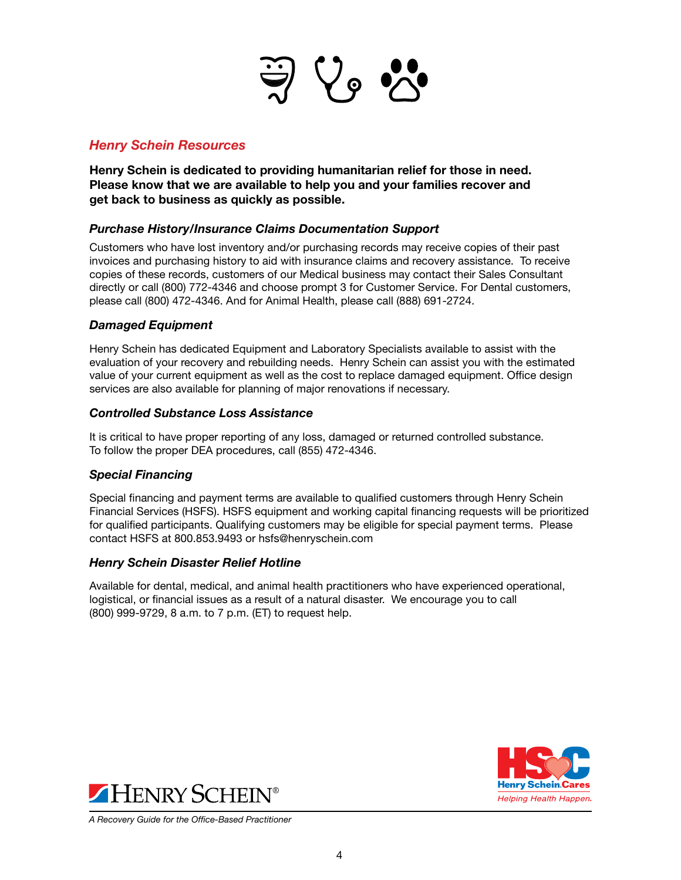## Henry Schein Resources

**Henry Schein is dedicated to providing humanitarian relief for those in need. Please know that we are available to help you and your families recover and get back to business as quickly as possible.**

### *Purchase History/Insurance Claims Documentation Support*

Customers who have lost inventory and/or purchasing records may receive copies of their past invoices and purchasing history to aid with insurance claims and recovery assistance. To receive copies of these records, customers of our Medical business may contact their Sales Consultant directly or call (800) 772-4346 and choose prompt 3 for Customer Service. For Dental customers, please call (800) 472-4346. And for Animal Health, please call (888) 691-2724.

### *Damaged Equipment*

Henry Schein has dedicated Equipment and Laboratory Specialists available to assist with the evaluation of your recovery and rebuilding needs. Henry Schein can assist you with the estimated value of your current equipment as well as the cost to replace damaged equipment. Office design services are also available for planning of major renovations if necessary.

### *Controlled Substance Loss Assistance*

It is critical to have proper reporting of any loss, damaged or returned controlled substance. To follow the proper DEA procedures, call (855) 472-4346.

### *Special Financing*

Special financing and payment terms are available to qualified customers through Henry Schein Financial Services (HSFS). HSFS equipment and working capital financing requests will be prioritized for qualified participants. Qualifying customers may be eligible for special payment terms. Please contact HSFS at 800.853.9493 or hsfs@henryschein.com

### *Henry Schein Disaster Relief Hotline*

Available for dental, medical, and animal health practitioners who have experienced operational, logistical, or financial issues as a result of a natural disaster. We encourage you to call (800) 999-9729, 8 a.m. to 7 p.m. (ET) to request help.

HENRY SCHEIN®

HSC Henry Schein Cares
*Helping Health Happen.*

*A Recovery Guide for the Office-Based Practitioner*